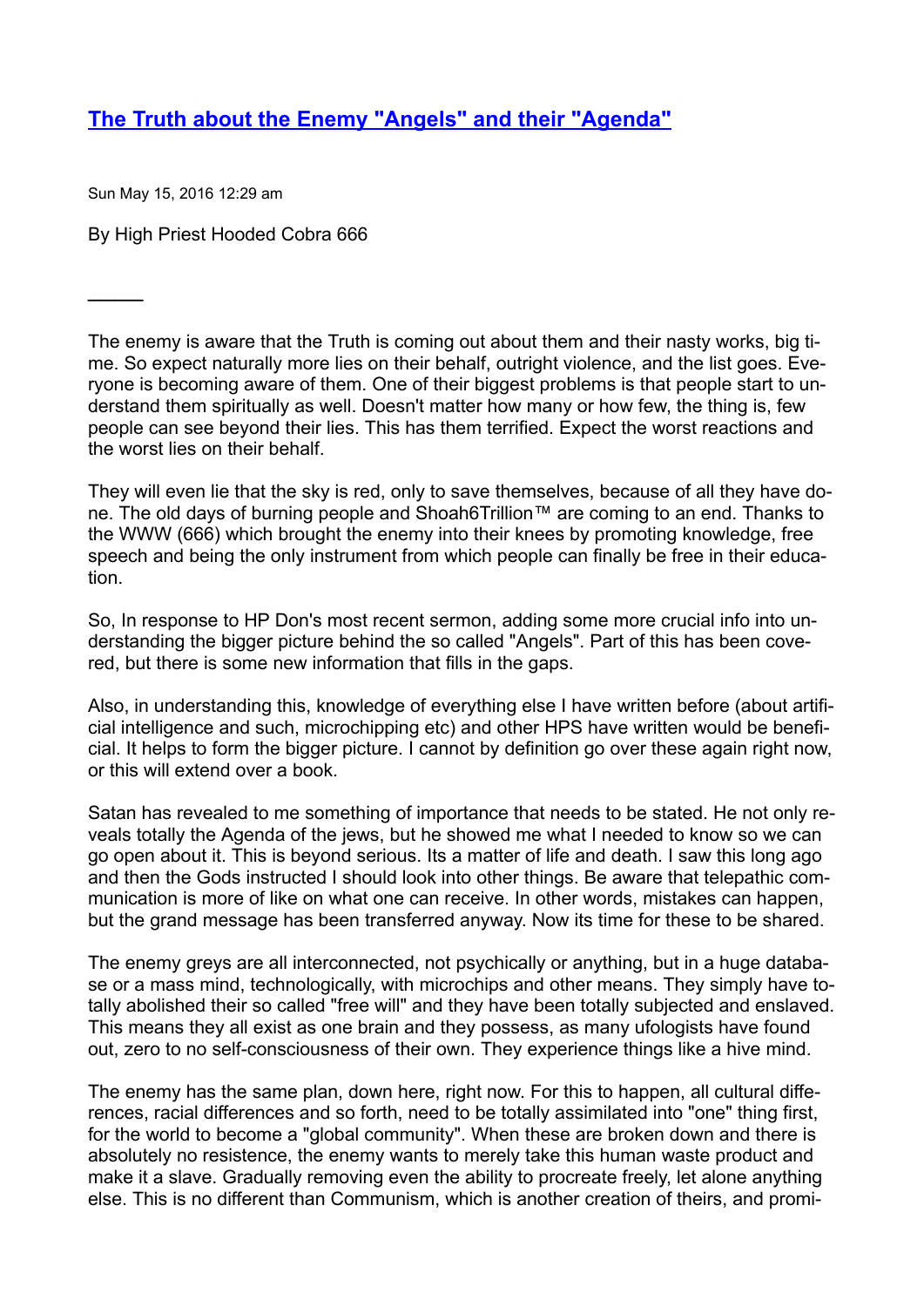# The Truth about the Enemy "Angels" and their "Agenda"

Sun May 15, 2016 12:29 am

By High Priest Hooded Cobra 666

---

The enemy is aware that the Truth is coming out about them and their nasty works, big time. So expect naturally more lies on their behalf, outright violence, and the list goes. Everyone is becoming aware of them. One of their biggest problems is that people start to understand them spiritually as well. Doesn't matter how many or how few, the thing is, few people can see beyond their lies. This has them terrified. Expect the worst reactions and the worst lies on their behalf.

They will even lie that the sky is red, only to save themselves, because of all they have done. The old days of burning people and Shoah6Trillion™ are coming to an end. Thanks to the WWW (666) which brought the enemy into their knees by promoting knowledge, free speech and being the only instrument from which people can finally be free in their education.

So, In response to HP Don's most recent sermon, adding some more crucial info into understanding the bigger picture behind the so called "Angels". Part of this has been covered, but there is some new information that fills in the gaps.

Also, in understanding this, knowledge of everything else I have written before (about artificial intelligence and such, microchipping etc) and other HPS have written would be beneficial. It helps to form the bigger picture. I cannot by definition go over these again right now, or this will extend over a book.

Satan has revealed to me something of importance that needs to be stated. He not only reveals totally the Agenda of the jews, but he showed me what I needed to know so we can go open about it. This is beyond serious. Its a matter of life and death. I saw this long ago and then the Gods instructed I should look into other things. Be aware that telepathic communication is more of like on what one can receive. In other words, mistakes can happen, but the grand message has been transferred anyway. Now its time for these to be shared.

The enemy greys are all interconnected, not psychically or anything, but in a huge database or a mass mind, technologically, with microchips and other means. They simply have totally abolished their so called "free will" and they have been totally subjected and enslaved. This means they all exist as one brain and they possess, as many ufologists have found out, zero to no self-consciousness of their own. They experience things like a hive mind.

The enemy has the same plan, down here, right now. For this to happen, all cultural differences, racial differences and so forth, need to be totally assimilated into "one" thing first, for the world to become a "global community". When these are broken down and there is absolutely no resistence, the enemy wants to merely take this human waste product and make it a slave. Gradually removing even the ability to procreate freely, let alone anything else. This is no different than Communism, which is another creation of theirs, and promi-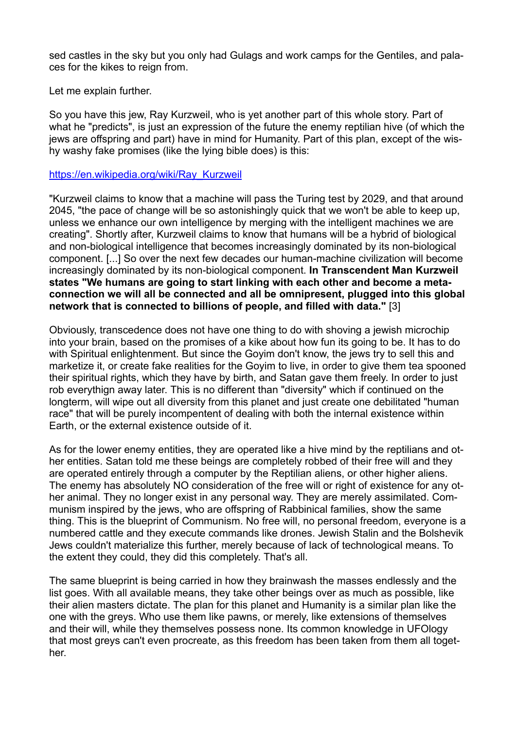sed castles in the sky but you only had Gulags and work camps for the Gentiles, and palaces for the kikes to reign from.

Let me explain further.

So you have this jew, Ray Kurzweil, who is yet another part of this whole story. Part of what he "predicts", is just an expression of the future the enemy reptilian hive (of which the jews are offspring and part) have in mind for Humanity. Part of this plan, except of the wishy washy fake promises (like the lying bible does) is this:

[https://en.wikipedia.org/wiki/Ray_Kurzweil](https://en.wikipedia.org/wiki/Ray_Kurzweil)

"Kurzweil claims to know that a machine will pass the Turing test by 2029, and that around 2045, "the pace of change will be so astonishingly quick that we won't be able to keep up, unless we enhance our own intelligence by merging with the intelligent machines we are creating". Shortly after, Kurzweil claims to know that humans will be a hybrid of biological and non-biological intelligence that becomes increasingly dominated by its non-biological component. [...] So over the next few decades our human-machine civilization will become increasingly dominated by its non-biological component. **In Transcendent Man Kurzweil states "We humans are going to start linking with each other and become a meta-connection we will all be connected and all be omnipresent, plugged into this global network that is connected to billions of people, and filled with data."** [3]

Obviously, transcedence does not have one thing to do with shoving a jewish microchip into your brain, based on the promises of a kike about how fun its going to be. It has to do with Spiritual enlightenment. But since the Goyim don't know, the jews try to sell this and marketize it, or create fake realities for the Goyim to live, in order to give them tea spooned their spiritual rights, which they have by birth, and Satan gave them freely. In order to just rob everythign away later. This is no different than "diversity" which if continued on the longterm, will wipe out all diversity from this planet and just create one debilitated "human race" that will be purely incompentent of dealing with both the internal existence within Earth, or the external existence outside of it.

As for the lower enemy entities, they are operated like a hive mind by the reptilians and other entities. Satan told me these beings are completely robbed of their free will and they are operated entirely through a computer by the Reptilian aliens, or other higher aliens. The enemy has absolutely NO consideration of the free will or right of existence for any other animal. They no longer exist in any personal way. They are merely assimilated. Communism inspired by the jews, who are offspring of Rabbinical families, show the same thing. This is the blueprint of Communism. No free will, no personal freedom, everyone is a numbered cattle and they execute commands like drones. Jewish Stalin and the Bolshevik Jews couldn't materialize this further, merely because of lack of technological means. To the extent they could, they did this completely. That's all.

The same blueprint is being carried in how they brainwash the masses endlessly and the list goes. With all available means, they take other beings over as much as possible, like their alien masters dictate. The plan for this planet and Humanity is a similar plan like the one with the greys. Who use them like pawns, or merely, like extensions of themselves and their will, while they themselves possess none. Its common knowledge in UFOlogy that most greys can't even procreate, as this freedom has been taken from them all together.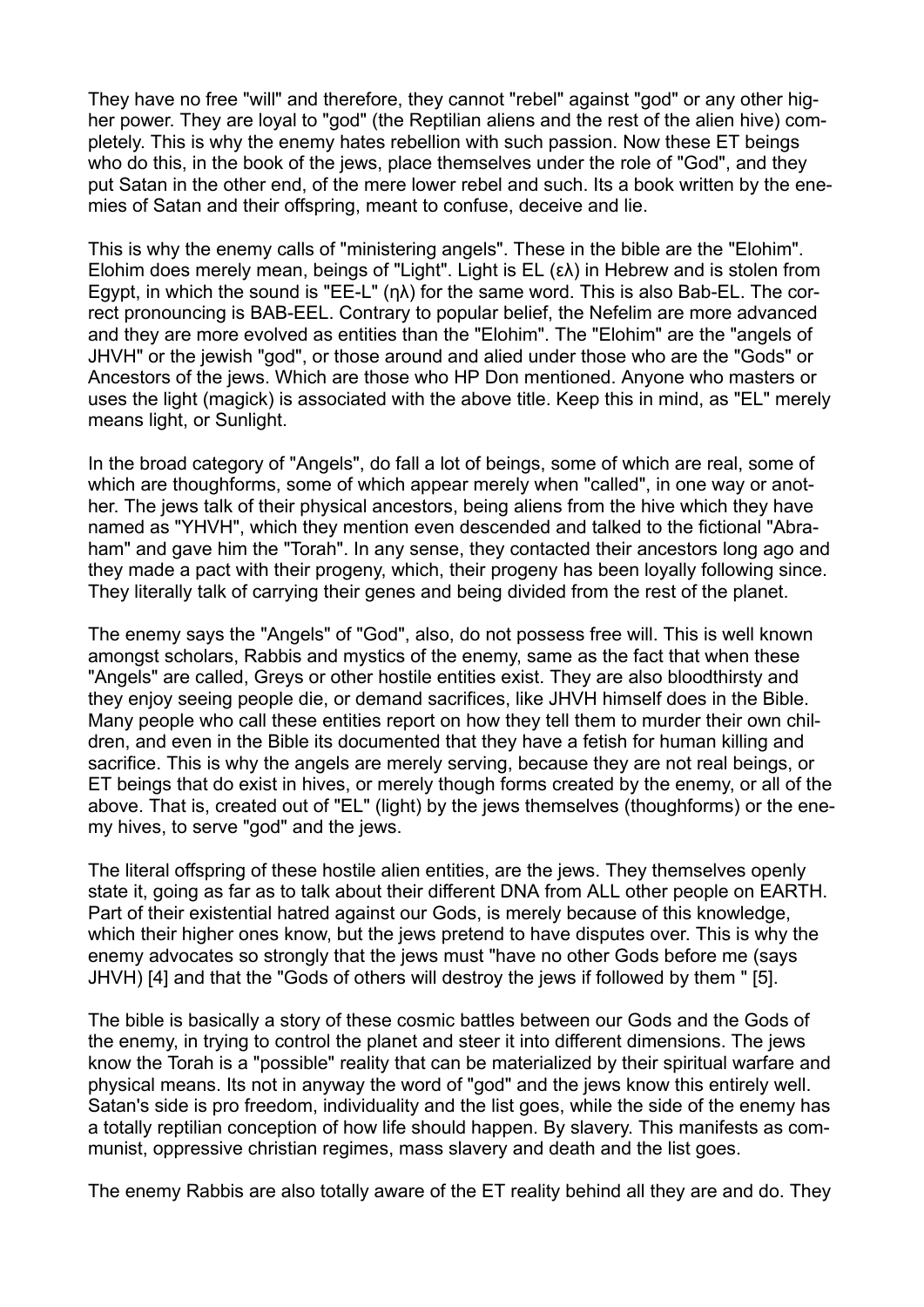They have no free "will" and therefore, they cannot "rebel" against "god" or any other higher power. They are loyal to "god" (the Reptilian aliens and the rest of the alien hive) completely. This is why the enemy hates rebellion with such passion. Now these ET beings who do this, in the book of the jews, place themselves under the role of "God", and they put Satan in the other end, of the mere lower rebel and such. Its a book written by the enemies of Satan and their offspring, meant to confuse, deceive and lie.

This is why the enemy calls of "ministering angels". These in the bible are the "Elohim". Elohim does merely mean, beings of "Light". Light is EL (ελ) in Hebrew and is stolen from Egypt, in which the sound is "EE-L" (ηλ) for the same word. This is also Bab-EL. The correct pronouncing is BAB-EEL. Contrary to popular belief, the Nefelim are more advanced and they are more evolved as entities than the "Elohim". The "Elohim" are the "angels of JHVH" or the jewish "god", or those around and alied under those who are the "Gods" or Ancestors of the jews. Which are those who HP Don mentioned. Anyone who masters or uses the light (magick) is associated with the above title. Keep this in mind, as "EL" merely means light, or Sunlight.

In the broad category of "Angels", do fall a lot of beings, some of which are real, some of which are thoughforms, some of which appear merely when "called", in one way or another. The jews talk of their physical ancestors, being aliens from the hive which they have named as "YHVH", which they mention even descended and talked to the fictional "Abraham" and gave him the "Torah". In any sense, they contacted their ancestors long ago and they made a pact with their progeny, which, their progeny has been loyally following since. They literally talk of carrying their genes and being divided from the rest of the planet.

The enemy says the "Angels" of "God", also, do not possess free will. This is well known amongst scholars, Rabbis and mystics of the enemy, same as the fact that when these "Angels" are called, Greys or other hostile entities exist. They are also bloodthirsty and they enjoy seeing people die, or demand sacrifices, like JHVH himself does in the Bible. Many people who call these entities report on how they tell them to murder their own children, and even in the Bible its documented that they have a fetish for human killing and sacrifice. This is why the angels are merely serving, because they are not real beings, or ET beings that do exist in hives, or merely though forms created by the enemy, or all of the above. That is, created out of "EL" (light) by the jews themselves (thoughforms) or the enemy hives, to serve "god" and the jews.

The literal offspring of these hostile alien entities, are the jews. They themselves openly state it, going as far as to talk about their different DNA from ALL other people on EARTH. Part of their existential hatred against our Gods, is merely because of this knowledge, which their higher ones know, but the jews pretend to have disputes over. This is why the enemy advocates so strongly that the jews must "have no other Gods before me (says JHVH) [4] and that the "Gods of others will destroy the jews if followed by them " [5].

The bible is basically a story of these cosmic battles between our Gods and the Gods of the enemy, in trying to control the planet and steer it into different dimensions. The jews know the Torah is a "possible" reality that can be materialized by their spiritual warfare and physical means. Its not in anyway the word of "god" and the jews know this entirely well. Satan's side is pro freedom, individuality and the list goes, while the side of the enemy has a totally reptilian conception of how life should happen. By slavery. This manifests as communist, oppressive christian regimes, mass slavery and death and the list goes.

The enemy Rabbis are also totally aware of the ET reality behind all they are and do. They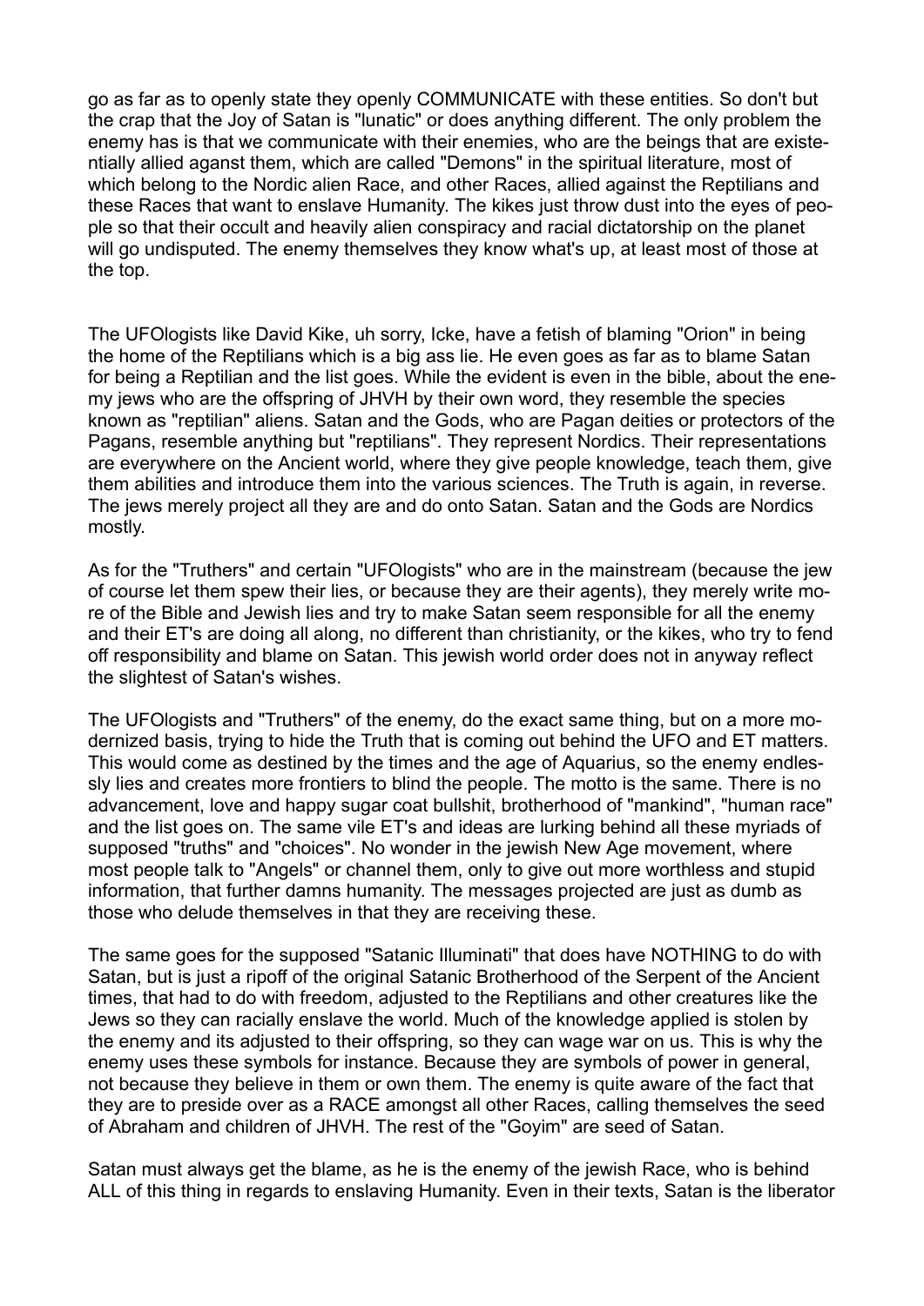go as far as to openly state they openly COMMUNICATE with these entities. So don't but the crap that the Joy of Satan is "lunatic" or does anything different. The only problem the enemy has is that we communicate with their enemies, who are the beings that are existentially allied aganst them, which are called "Demons" in the spiritual literature, most of which belong to the Nordic alien Race, and other Races, allied against the Reptilians and these Races that want to enslave Humanity. The kikes just throw dust into the eyes of people so that their occult and heavily alien conspiracy and racial dictatorship on the planet will go undisputed. The enemy themselves they know what's up, at least most of those at the top.

The UFOlogists like David Kike, uh sorry, Icke, have a fetish of blaming "Orion" in being the home of the Reptilians which is a big ass lie. He even goes as far as to blame Satan for being a Reptilian and the list goes. While the evident is even in the bible, about the enemy jews who are the offspring of JHVH by their own word, they resemble the species known as "reptilian" aliens. Satan and the Gods, who are Pagan deities or protectors of the Pagans, resemble anything but "reptilians". They represent Nordics. Their representations are everywhere on the Ancient world, where they give people knowledge, teach them, give them abilities and introduce them into the various sciences. The Truth is again, in reverse. The jews merely project all they are and do onto Satan. Satan and the Gods are Nordics mostly.

As for the "Truthers" and certain "UFOlogists" who are in the mainstream (because the jew of course let them spew their lies, or because they are their agents), they merely write more of the Bible and Jewish lies and try to make Satan seem responsible for all the enemy and their ET's are doing all along, no different than christianity, or the kikes, who try to fend off responsibility and blame on Satan. This jewish world order does not in anyway reflect the slightest of Satan's wishes.

The UFOlogists and "Truthers" of the enemy, do the exact same thing, but on a more modernized basis, trying to hide the Truth that is coming out behind the UFO and ET matters. This would come as destined by the times and the age of Aquarius, so the enemy endlessly lies and creates more frontiers to blind the people. The motto is the same. There is no advancement, love and happy sugar coat bullshit, brotherhood of "mankind", "human race" and the list goes on. The same vile ET's and ideas are lurking behind all these myriads of supposed "truths" and "choices". No wonder in the jewish New Age movement, where most people talk to "Angels" or channel them, only to give out more worthless and stupid information, that further damns humanity. The messages projected are just as dumb as those who delude themselves in that they are receiving these.

The same goes for the supposed "Satanic Illuminati" that does have NOTHING to do with Satan, but is just a ripoff of the original Satanic Brotherhood of the Serpent of the Ancient times, that had to do with freedom, adjusted to the Reptilians and other creatures like the Jews so they can racially enslave the world. Much of the knowledge applied is stolen by the enemy and its adjusted to their offspring, so they can wage war on us. This is why the enemy uses these symbols for instance. Because they are symbols of power in general, not because they believe in them or own them. The enemy is quite aware of the fact that they are to preside over as a RACE amongst all other Races, calling themselves the seed of Abraham and children of JHVH. The rest of the "Goyim" are seed of Satan.

Satan must always get the blame, as he is the enemy of the jewish Race, who is behind ALL of this thing in regards to enslaving Humanity. Even in their texts, Satan is the liberator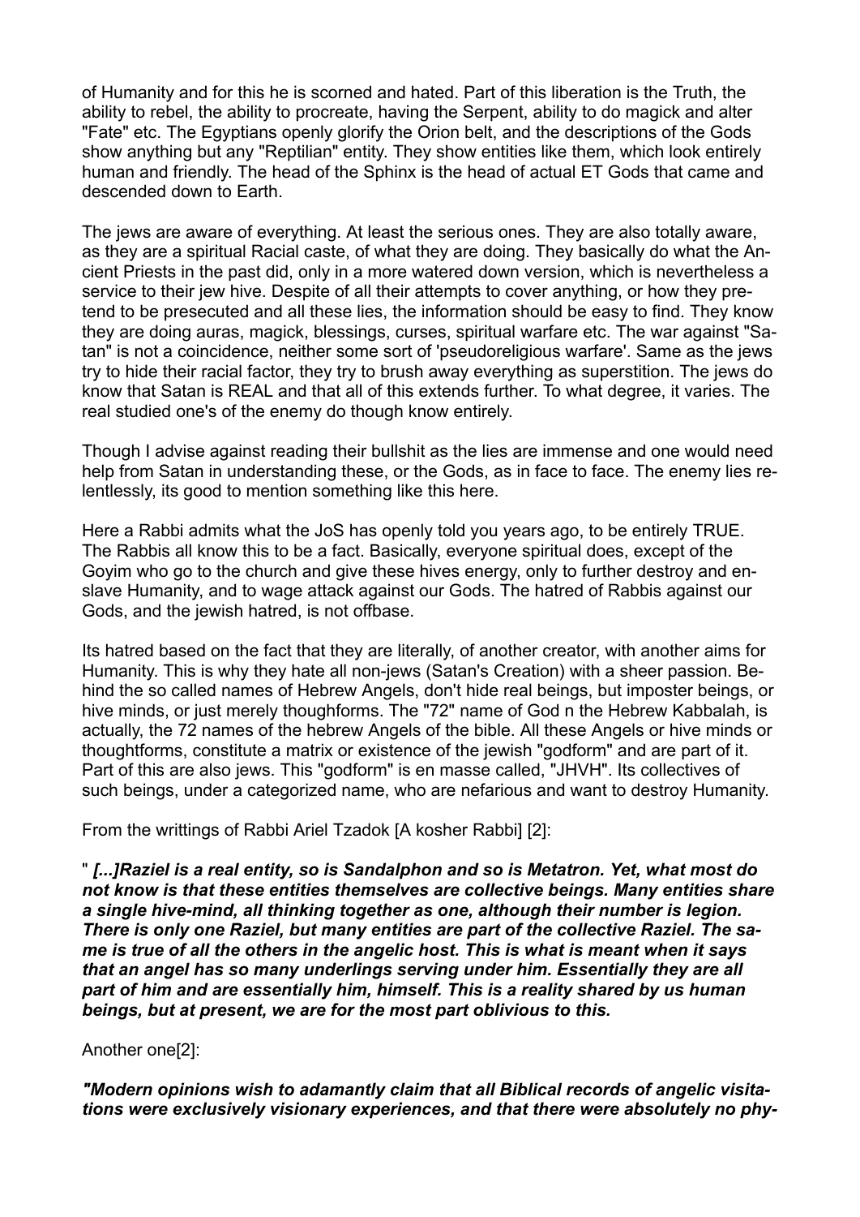of Humanity and for this he is scorned and hated. Part of this liberation is the Truth, the ability to rebel, the ability to procreate, having the Serpent, ability to do magick and alter "Fate" etc. The Egyptians openly glorify the Orion belt, and the descriptions of the Gods show anything but any "Reptilian" entity. They show entities like them, which look entirely human and friendly. The head of the Sphinx is the head of actual ET Gods that came and descended down to Earth.

The jews are aware of everything. At least the serious ones. They are also totally aware, as they are a spiritual Racial caste, of what they are doing. They basically do what the Ancient Priests in the past did, only in a more watered down version, which is nevertheless a service to their jew hive. Despite of all their attempts to cover anything, or how they pretend to be presecuted and all these lies, the information should be easy to find. They know they are doing auras, magick, blessings, curses, spiritual warfare etc. The war against "Satan" is not a coincidence, neither some sort of 'pseudoreligious warfare'. Same as the jews try to hide their racial factor, they try to brush away everything as superstition. The jews do know that Satan is REAL and that all of this extends further. To what degree, it varies. The real studied one's of the enemy do though know entirely.

Though I advise against reading their bullshit as the lies are immense and one would need help from Satan in understanding these, or the Gods, as in face to face. The enemy lies relentlessly, its good to mention something like this here.

Here a Rabbi admits what the JoS has openly told you years ago, to be entirely TRUE. The Rabbis all know this to be a fact. Basically, everyone spiritual does, except of the Goyim who go to the church and give these hives energy, only to further destroy and enslave Humanity, and to wage attack against our Gods. The hatred of Rabbis against our Gods, and the jewish hatred, is not offbase.

Its hatred based on the fact that they are literally, of another creator, with another aims for Humanity. This is why they hate all non-jews (Satan's Creation) with a sheer passion. Behind the so called names of Hebrew Angels, don't hide real beings, but imposter beings, or hive minds, or just merely thoughforms. The "72" name of God n the Hebrew Kabbalah, is actually, the 72 names of the hebrew Angels of the bible. All these Angels or hive minds or thoughtforms, constitute a matrix or existence of the jewish "godform" and are part of it. Part of this are also jews. This "godform" is en masse called, "JHVH". Its collectives of such beings, under a categorized name, who are nefarious and want to destroy Humanity.

From the writtings of Rabbi Ariel Tzadok [A kosher Rabbi] [2]:

" ***[...]Raziel is a real entity, so is Sandalphon and so is Metatron. Yet, what most do not know is that these entities themselves are collective beings. Many entities share a single hive-mind, all thinking together as one, although their number is legion. There is only one Raziel, but many entities are part of the collective Raziel. The same is true of all the others in the angelic host. This is what is meant when it says that an angel has so many underlings serving under him. Essentially they are all part of him and are essentially him, himself. This is a reality shared by us human beings, but at present, we are for the most part oblivious to this.***

Another one[2]:

***"Modern opinions wish to adamantly claim that all Biblical records of angelic visitations were exclusively visionary experiences, and that there were absolutely no phy-***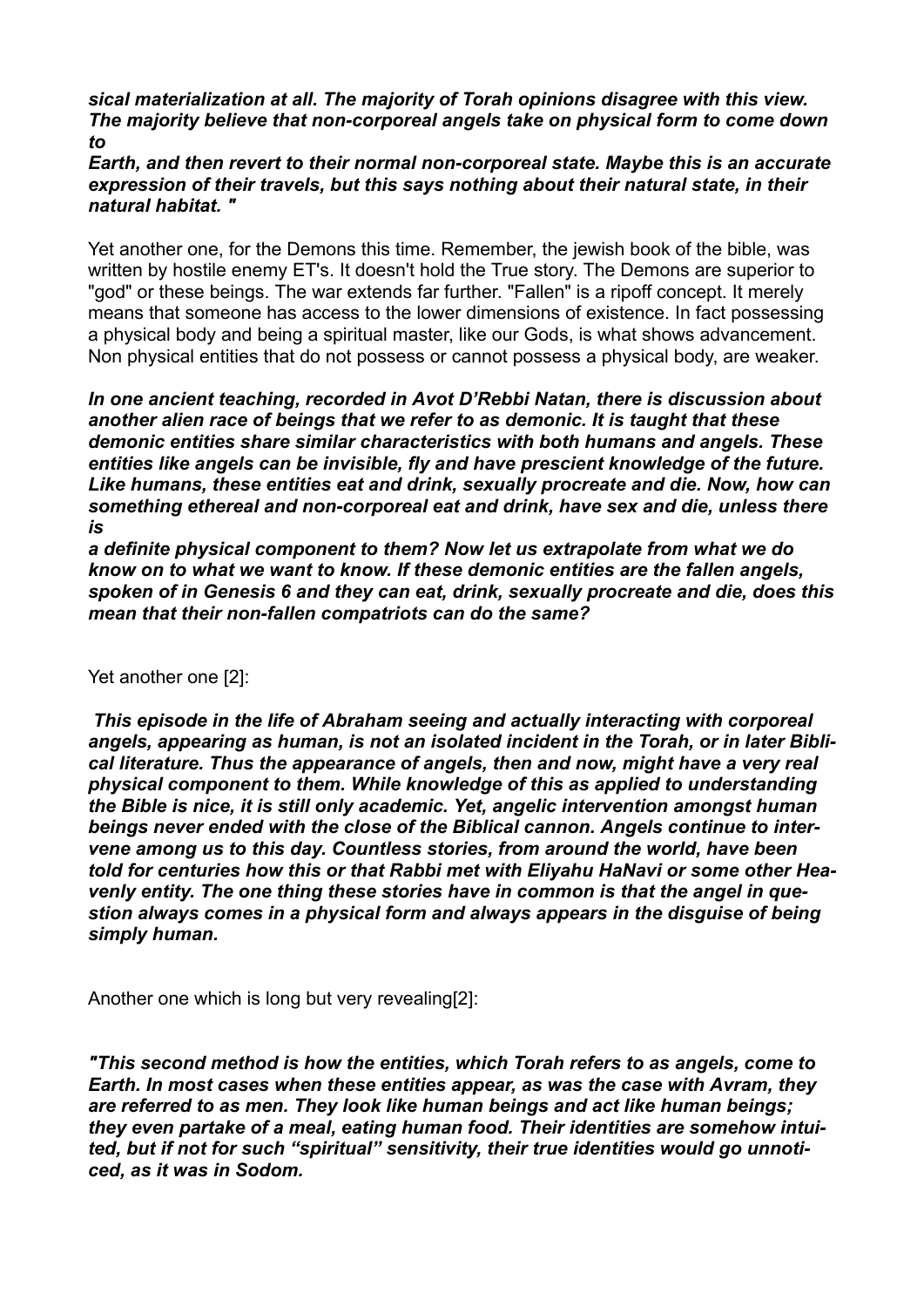***sical materialization at all. The majority of Torah opinions disagree with this view. The majority believe that non-corporeal angels take on physical form to come down to Earth, and then revert to their normal non-corporeal state. Maybe this is an accurate expression of their travels, but this says nothing about their natural state, in their natural habitat. "***

Yet another one, for the Demons this time. Remember, the jewish book of the bible, was written by hostile enemy ET's. It doesn't hold the True story. The Demons are superior to "god" or these beings. The war extends far further. "Fallen" is a ripoff concept. It merely means that someone has access to the lower dimensions of existence. In fact possessing a physical body and being a spiritual master, like our Gods, is what shows advancement. Non physical entities that do not possess or cannot possess a physical body, are weaker.

***In one ancient teaching, recorded in Avot D'Rebbi Natan, there is discussion about another alien race of beings that we refer to as demonic. It is taught that these demonic entities share similar characteristics with both humans and angels. These entities like angels can be invisible, fly and have prescient knowledge of the future. Like humans, these entities eat and drink, sexually procreate and die. Now, how can something ethereal and non-corporeal eat and drink, have sex and die, unless there is a definite physical component to them? Now let us extrapolate from what we do know on to what we want to know. If these demonic entities are the fallen angels, spoken of in Genesis 6 and they can eat, drink, sexually procreate and die, does this mean that their non-fallen compatriots can do the same?***

Yet another one [2]:

***This episode in the life of Abraham seeing and actually interacting with corporeal angels, appearing as human, is not an isolated incident in the Torah, or in later Biblical literature. Thus the appearance of angels, then and now, might have a very real physical component to them. While knowledge of this as applied to understanding the Bible is nice, it is still only academic. Yet, angelic intervention amongst human beings never ended with the close of the Biblical cannon. Angels continue to intervene among us to this day. Countless stories, from around the world, have been told for centuries how this or that Rabbi met with Eliyahu HaNavi or some other Heavenly entity. The one thing these stories have in common is that the angel in question always comes in a physical form and always appears in the disguise of being simply human.***

Another one which is long but very revealing[2]:

***"This second method is how the entities, which Torah refers to as angels, come to Earth. In most cases when these entities appear, as was the case with Avram, they are referred to as men. They look like human beings and act like human beings; they even partake of a meal, eating human food. Their identities are somehow intuited, but if not for such "spiritual" sensitivity, their true identities would go unnoticed, as it was in Sodom.***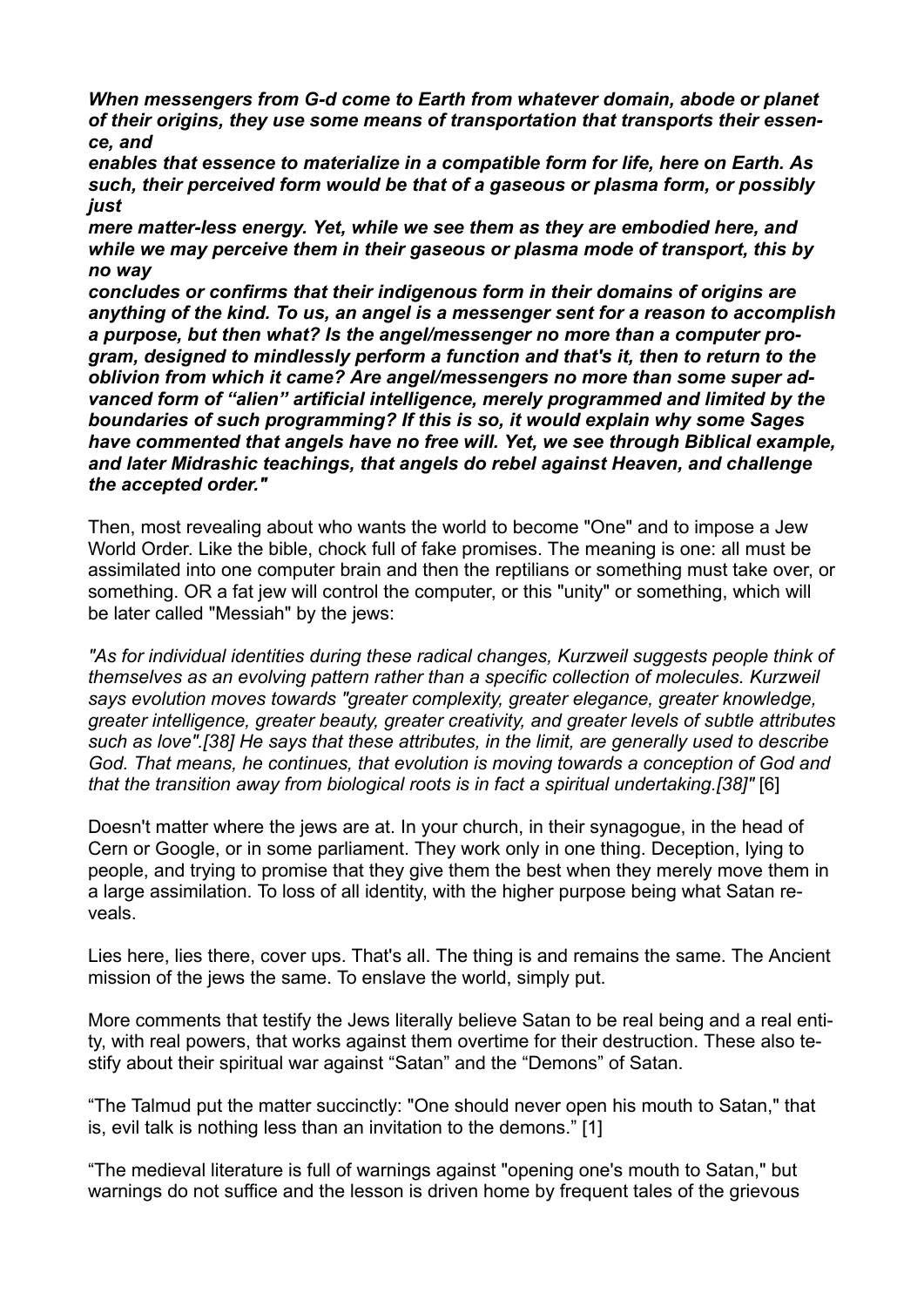***When messengers from G-d come to Earth from whatever domain, abode or planet of their origins, they use some means of transportation that transports their essence, and enables that essence to materialize in a compatible form for life, here on Earth. As such, their perceived form would be that of a gaseous or plasma form, or possibly just mere matter-less energy. Yet, while we see them as they are embodied here, and while we may perceive them in their gaseous or plasma mode of transport, this by no way concludes or confirms that their indigenous form in their domains of origins are anything of the kind. To us, an angel is a messenger sent for a reason to accomplish a purpose, but then what? Is the angel/messenger no more than a computer program, designed to mindlessly perform a function and that's it, then to return to the oblivion from which it came? Are angel/messengers no more than some super advanced form of "alien" artificial intelligence, merely programmed and limited by the boundaries of such programming? If this is so, it would explain why some Sages have commented that angels have no free will. Yet, we see through Biblical example, and later Midrashic teachings, that angels do rebel against Heaven, and challenge the accepted order."***

Then, most revealing about who wants the world to become "One" and to impose a Jew World Order. Like the bible, chock full of fake promises. The meaning is one: all must be assimilated into one computer brain and then the reptilians or something must take over, or something. OR a fat jew will control the computer, or this "unity" or something, which will be later called "Messiah" by the jews:

*"As for individual identities during these radical changes, Kurzweil suggests people think of themselves as an evolving pattern rather than a specific collection of molecules. Kurzweil says evolution moves towards "greater complexity, greater elegance, greater knowledge, greater intelligence, greater beauty, greater creativity, and greater levels of subtle attributes such as love".[38] He says that these attributes, in the limit, are generally used to describe God. That means, he continues, that evolution is moving towards a conception of God and that the transition away from biological roots is in fact a spiritual undertaking.[38]"* [6]

Doesn't matter where the jews are at. In your church, in their synagogue, in the head of Cern or Google, or in some parliament. They work only in one thing. Deception, lying to people, and trying to promise that they give them the best when they merely move them in a large assimilation. To loss of all identity, with the higher purpose being what Satan reveals.

Lies here, lies there, cover ups. That's all. The thing is and remains the same. The Ancient mission of the jews the same. To enslave the world, simply put.

More comments that testify the Jews literally believe Satan to be real being and a real entity, with real powers, that works against them overtime for their destruction. These also testify about their spiritual war against "Satan" and the "Demons" of Satan.

"The Talmud put the matter succinctly: "One should never open his mouth to Satan," that is, evil talk is nothing less than an invitation to the demons." [1]

"The medieval literature is full of warnings against "opening one's mouth to Satan," but warnings do not suffice and the lesson is driven home by frequent tales of the grievous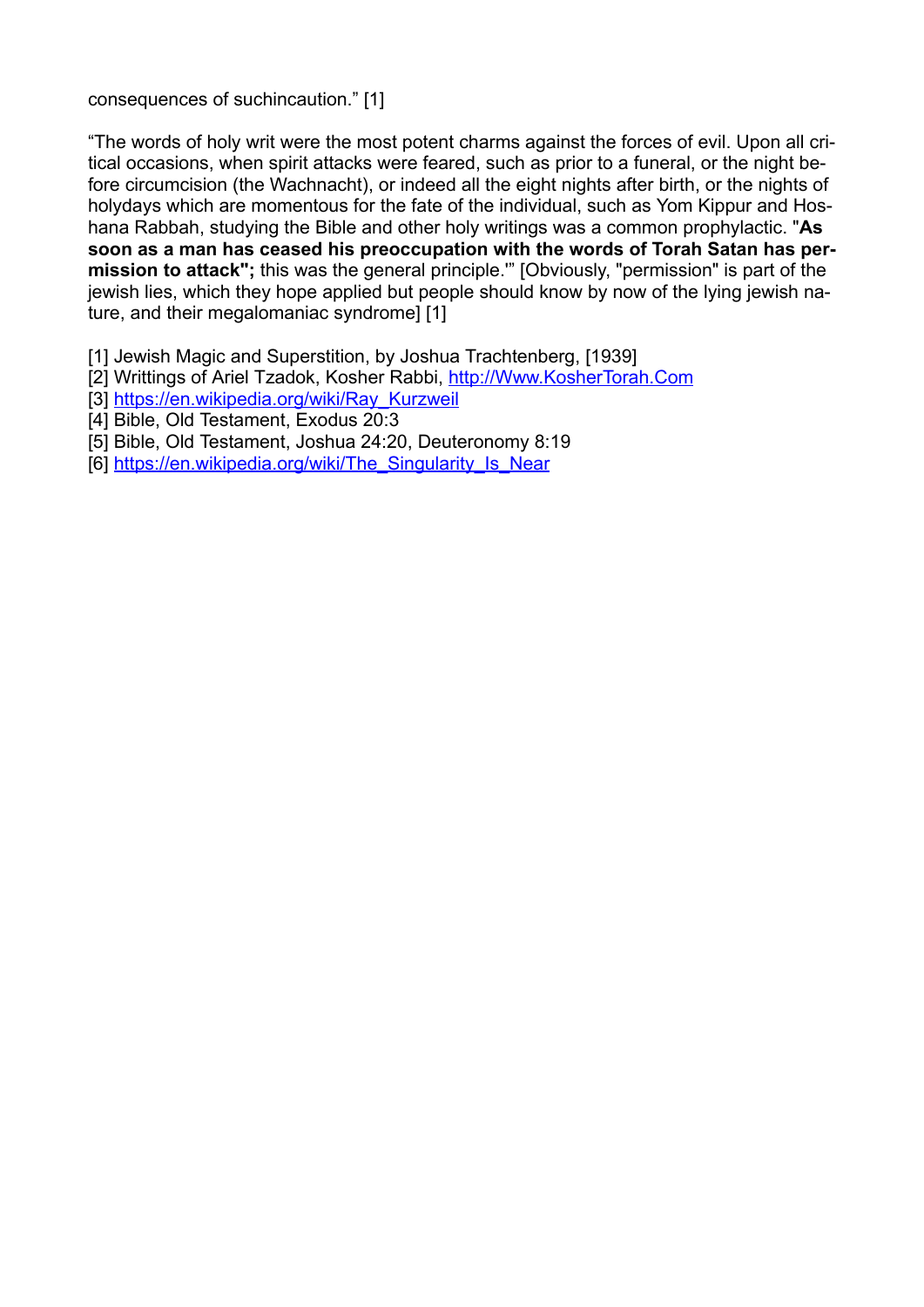consequences of suchincaution." [1]

"The words of holy writ were the most potent charms against the forces of evil. Upon all critical occasions, when spirit attacks were feared, such as prior to a funeral, or the night before circumcision (the Wachnacht), or indeed all the eight nights after birth, or the nights of holydays which are momentous for the fate of the individual, such as Yom Kippur and Hoshana Rabbah, studying the Bible and other holy writings was a common prophylactic. "**As soon as a man has ceased his preoccupation with the words of Torah Satan has permission to attack";** this was the general principle.'" [Obviously, "permission" is part of the jewish lies, which they hope applied but people should know by now of the lying jewish nature, and their megalomaniac syndrome] [1]

[1] Jewish Magic and Superstition, by Joshua Trachtenberg, [1939]
[2] Writtings of Ariel Tzadok, Kosher Rabbi, http://Www.KosherTorah.Com
[3] https://en.wikipedia.org/wiki/Ray_Kurzweil
[4] Bible, Old Testament, Exodus 20:3
[5] Bible, Old Testament, Joshua 24:20, Deuteronomy 8:19
[6] https://en.wikipedia.org/wiki/The_Singularity_Is_Near